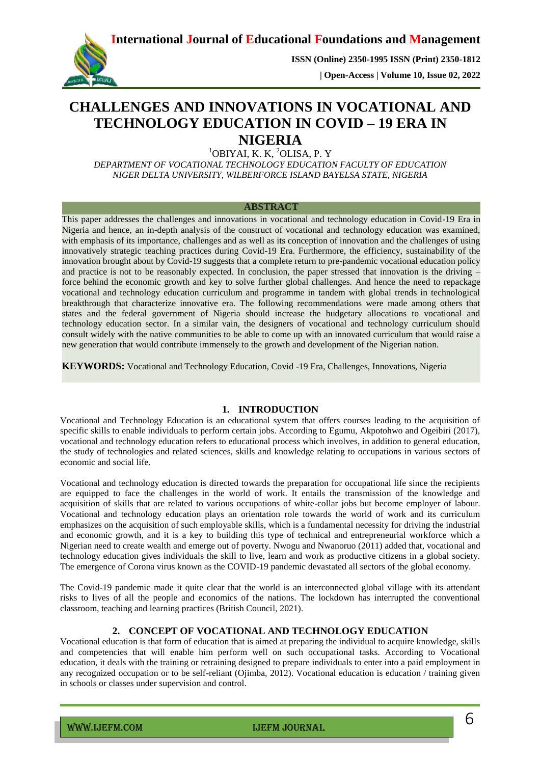# CHALLENGES AND INNOVATIONS IN VOCATIONAL AND TECHNOLOGY EDUCATION IN COVID – 19 ERA IN NIGERIA

[1]OBIYAI, K. K, [2]OLISA, P. Y

*DEPARTMENT OF VOCATIONAL TECHNOLOGY EDUCATION FACULTY OF EDUCATION NIGER DELTA UNIVERSITY, WILBERFORCE ISLAND BAYELSA STATE, NIGERIA*

## ABSTRACT

This paper addresses the challenges and innovations in vocational and technology education in Covid-19 Era in Nigeria and hence, an in-depth analysis of the construct of vocational and technology education was examined, with emphasis of its importance, challenges and as well as its conception of innovation and the challenges of using innovatively strategic teaching practices during Covid-19 Era. Furthermore, the efficiency, sustainability of the innovation brought about by Covid-19 suggests that a complete return to pre-pandemic vocational education policy and practice is not to be reasonably expected. In conclusion, the paper stressed that innovation is the driving – force behind the economic growth and key to solve further global challenges. And hence the need to repackage vocational and technology education curriculum and programme in tandem with global trends in technological breakthrough that characterize innovative era. The following recommendations were made among others that states and the federal government of Nigeria should increase the budgetary allocations to vocational and technology education sector. In a similar vain, the designers of vocational and technology curriculum should consult widely with the native communities to be able to come up with an innovated curriculum that would raise a new generation that would contribute immensely to the growth and development of the Nigerian nation.

**KEYWORDS:** Vocational and Technology Education, Covid -19 Era, Challenges, Innovations, Nigeria

## 1. INTRODUCTION

Vocational and Technology Education is an educational system that offers courses leading to the acquisition of specific skills to enable individuals to perform certain jobs. According to Egumu, Akpotohwo and Ogeibiri (2017), vocational and technology education refers to educational process which involves, in addition to general education, the study of technologies and related sciences, skills and knowledge relating to occupations in various sectors of economic and social life.

Vocational and technology education is directed towards the preparation for occupational life since the recipients are equipped to face the challenges in the world of work. It entails the transmission of the knowledge and acquisition of skills that are related to various occupations of white-collar jobs but become employer of labour. Vocational and technology education plays an orientation role towards the world of work and its curriculum emphasizes on the acquisition of such employable skills, which is a fundamental necessity for driving the industrial and economic growth, and it is a key to building this type of technical and entrepreneurial workforce which a Nigerian need to create wealth and emerge out of poverty. Nwogu and Nwanoruo (2011) added that, vocational and technology education gives individuals the skill to live, learn and work as productive citizens in a global society. The emergence of Corona virus known as the COVID-19 pandemic devastated all sectors of the global economy.

The Covid-19 pandemic made it quite clear that the world is an interconnected global village with its attendant risks to lives of all the people and economics of the nations. The lockdown has interrupted the conventional classroom, teaching and learning practices (British Council, 2021).

## 2. CONCEPT OF VOCATIONAL AND TECHNOLOGY EDUCATION

Vocational education is that form of education that is aimed at preparing the individual to acquire knowledge, skills and competencies that will enable him perform well on such occupational tasks. According to Vocational education, it deals with the training or retraining designed to prepare individuals to enter into a paid employment in any recognized occupation or to be self-reliant (Ojimba, 2012). Vocational education is education / training given in schools or classes under supervision and control.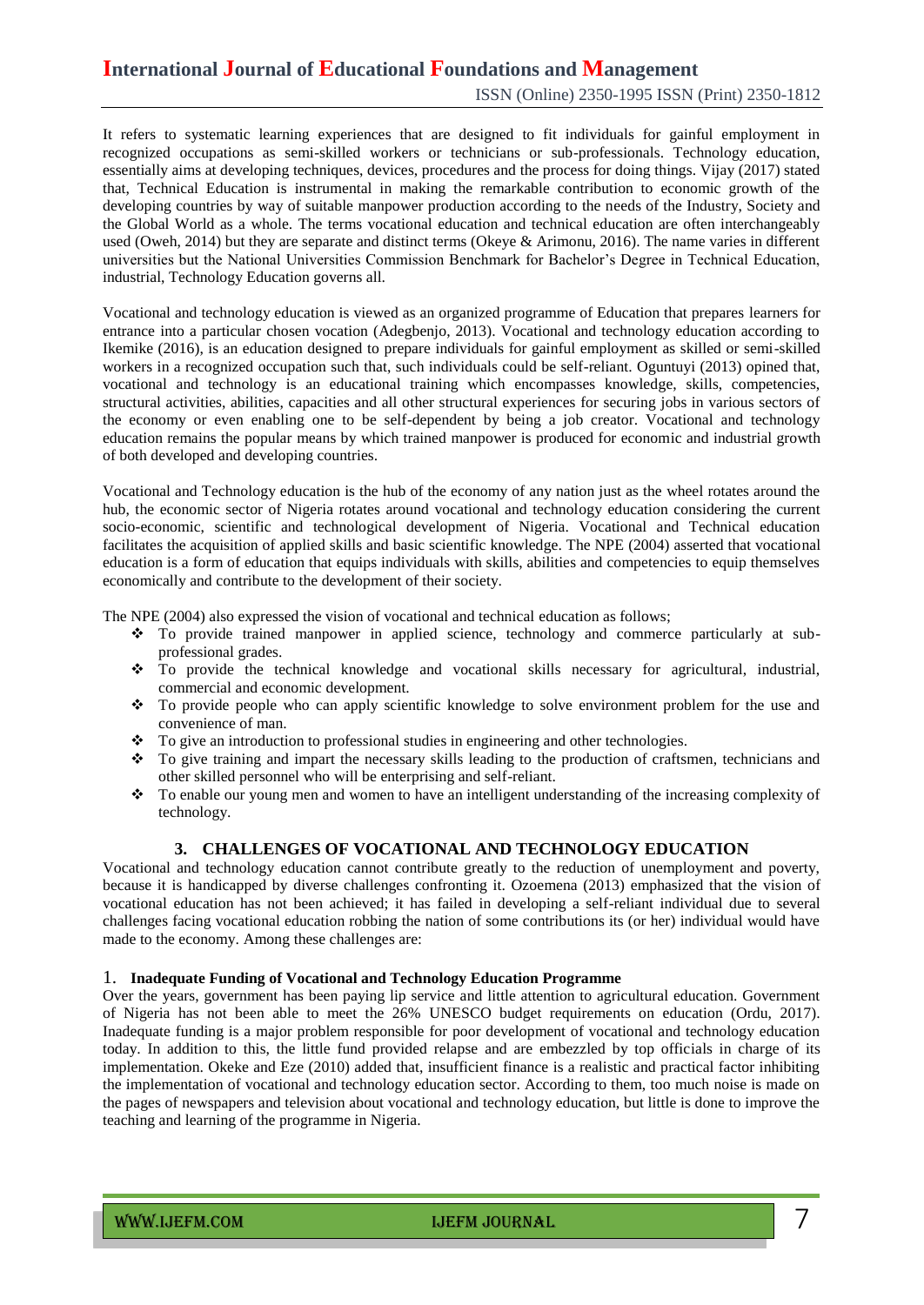It refers to systematic learning experiences that are designed to fit individuals for gainful employment in recognized occupations as semi-skilled workers or technicians or sub-professionals. Technology education, essentially aims at developing techniques, devices, procedures and the process for doing things. Vijay (2017) stated that, Technical Education is instrumental in making the remarkable contribution to economic growth of the developing countries by way of suitable manpower production according to the needs of the Industry, Society and the Global World as a whole. The terms vocational education and technical education are often interchangeably used (Oweh, 2014) but they are separate and distinct terms (Okeye & Arimonu, 2016). The name varies in different universities but the National Universities Commission Benchmark for Bachelor's Degree in Technical Education, industrial, Technology Education governs all.

Vocational and technology education is viewed as an organized programme of Education that prepares learners for entrance into a particular chosen vocation (Adegbenjo, 2013). Vocational and technology education according to Ikemike (2016), is an education designed to prepare individuals for gainful employment as skilled or semi-skilled workers in a recognized occupation such that, such individuals could be self-reliant. Oguntuyi (2013) opined that, vocational and technology is an educational training which encompasses knowledge, skills, competencies, structural activities, abilities, capacities and all other structural experiences for securing jobs in various sectors of the economy or even enabling one to be self-dependent by being a job creator. Vocational and technology education remains the popular means by which trained manpower is produced for economic and industrial growth of both developed and developing countries.

Vocational and Technology education is the hub of the economy of any nation just as the wheel rotates around the hub, the economic sector of Nigeria rotates around vocational and technology education considering the current socio-economic, scientific and technological development of Nigeria. Vocational and Technical education facilitates the acquisition of applied skills and basic scientific knowledge. The NPE (2004) asserted that vocational education is a form of education that equips individuals with skills, abilities and competencies to equip themselves economically and contribute to the development of their society.

The NPE (2004) also expressed the vision of vocational and technical education as follows;

- To provide trained manpower in applied science, technology and commerce particularly at sub-professional grades.
- To provide the technical knowledge and vocational skills necessary for agricultural, industrial, commercial and economic development.
- To provide people who can apply scientific knowledge to solve environment problem for the use and convenience of man.
- To give an introduction to professional studies in engineering and other technologies.
- To give training and impart the necessary skills leading to the production of craftsmen, technicians and other skilled personnel who will be enterprising and self-reliant.
- To enable our young men and women to have an intelligent understanding of the increasing complexity of technology.

## 3. CHALLENGES OF VOCATIONAL AND TECHNOLOGY EDUCATION

Vocational and technology education cannot contribute greatly to the reduction of unemployment and poverty, because it is handicapped by diverse challenges confronting it. Ozoemena (2013) emphasized that the vision of vocational education has not been achieved; it has failed in developing a self-reliant individual due to several challenges facing vocational education robbing the nation of some contributions its (or her) individual would have made to the economy. Among these challenges are:

### 1. Inadequate Funding of Vocational and Technology Education Programme

Over the years, government has been paying lip service and little attention to agricultural education. Government of Nigeria has not been able to meet the 26% UNESCO budget requirements on education (Ordu, 2017). Inadequate funding is a major problem responsible for poor development of vocational and technology education today. In addition to this, the little fund provided relapse and are embezzled by top officials in charge of its implementation. Okeke and Eze (2010) added that, insufficient finance is a realistic and practical factor inhibiting the implementation of vocational and technology education sector. According to them, too much noise is made on the pages of newspapers and television about vocational and technology education, but little is done to improve the teaching and learning of the programme in Nigeria.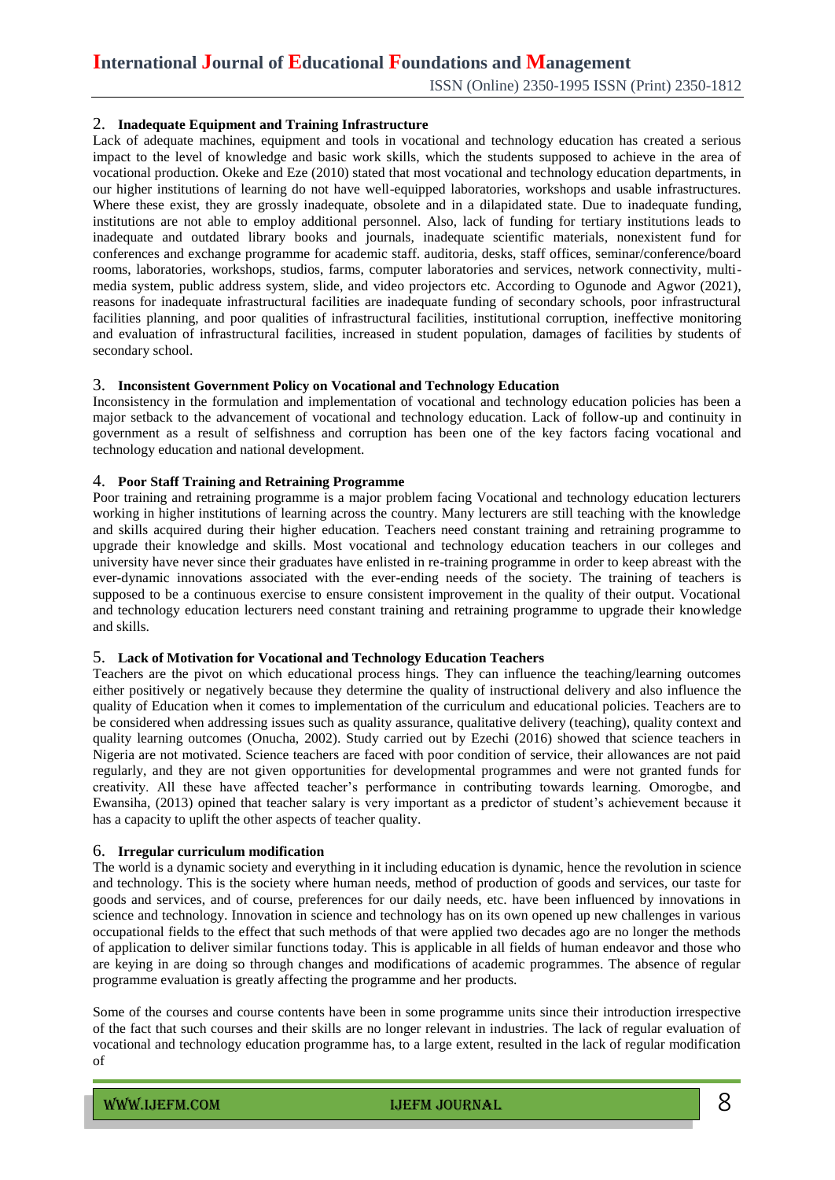### 2. Inadequate Equipment and Training Infrastructure

Lack of adequate machines, equipment and tools in vocational and technology education has created a serious impact to the level of knowledge and basic work skills, which the students supposed to achieve in the area of vocational production. Okeke and Eze (2010) stated that most vocational and technology education departments, in our higher institutions of learning do not have well-equipped laboratories, workshops and usable infrastructures. Where these exist, they are grossly inadequate, obsolete and in a dilapidated state. Due to inadequate funding, institutions are not able to employ additional personnel. Also, lack of funding for tertiary institutions leads to inadequate and outdated library books and journals, inadequate scientific materials, nonexistent fund for conferences and exchange programme for academic staff. auditoria, desks, staff offices, seminar/conference/board rooms, laboratories, workshops, studios, farms, computer laboratories and services, network connectivity, multi-media system, public address system, slide, and video projectors etc. According to Ogunode and Agwor (2021), reasons for inadequate infrastructural facilities are inadequate funding of secondary schools, poor infrastructural facilities planning, and poor qualities of infrastructural facilities, institutional corruption, ineffective monitoring and evaluation of infrastructural facilities, increased in student population, damages of facilities by students of secondary school.

### 3. Inconsistent Government Policy on Vocational and Technology Education

Inconsistency in the formulation and implementation of vocational and technology education policies has been a major setback to the advancement of vocational and technology education. Lack of follow-up and continuity in government as a result of selfishness and corruption has been one of the key factors facing vocational and technology education and national development.

### 4. Poor Staff Training and Retraining Programme

Poor training and retraining programme is a major problem facing Vocational and technology education lecturers working in higher institutions of learning across the country. Many lecturers are still teaching with the knowledge and skills acquired during their higher education. Teachers need constant training and retraining programme to upgrade their knowledge and skills. Most vocational and technology education teachers in our colleges and university have never since their graduates have enlisted in re-training programme in order to keep abreast with the ever-dynamic innovations associated with the ever-ending needs of the society. The training of teachers is supposed to be a continuous exercise to ensure consistent improvement in the quality of their output. Vocational and technology education lecturers need constant training and retraining programme to upgrade their knowledge and skills.

### 5. Lack of Motivation for Vocational and Technology Education Teachers

Teachers are the pivot on which educational process hings. They can influence the teaching/learning outcomes either positively or negatively because they determine the quality of instructional delivery and also influence the quality of Education when it comes to implementation of the curriculum and educational policies. Teachers are to be considered when addressing issues such as quality assurance, qualitative delivery (teaching), quality context and quality learning outcomes (Onucha, 2002). Study carried out by Ezechi (2016) showed that science teachers in Nigeria are not motivated. Science teachers are faced with poor condition of service, their allowances are not paid regularly, and they are not given opportunities for developmental programmes and were not granted funds for creativity. All these have affected teacher's performance in contributing towards learning. Omorogbe, and Ewansiha, (2013) opined that teacher salary is very important as a predictor of student's achievement because it has a capacity to uplift the other aspects of teacher quality.

### 6. Irregular curriculum modification

The world is a dynamic society and everything in it including education is dynamic, hence the revolution in science and technology. This is the society where human needs, method of production of goods and services, our taste for goods and services, and of course, preferences for our daily needs, etc. have been influenced by innovations in science and technology. Innovation in science and technology has on its own opened up new challenges in various occupational fields to the effect that such methods of that were applied two decades ago are no longer the methods of application to deliver similar functions today. This is applicable in all fields of human endeavor and those who are keying in are doing so through changes and modifications of academic programmes. The absence of regular programme evaluation is greatly affecting the programme and her products.

Some of the courses and course contents have been in some programme units since their introduction irrespective of the fact that such courses and their skills are no longer relevant in industries. The lack of regular evaluation of vocational and technology education programme has, to a large extent, resulted in the lack of regular modification of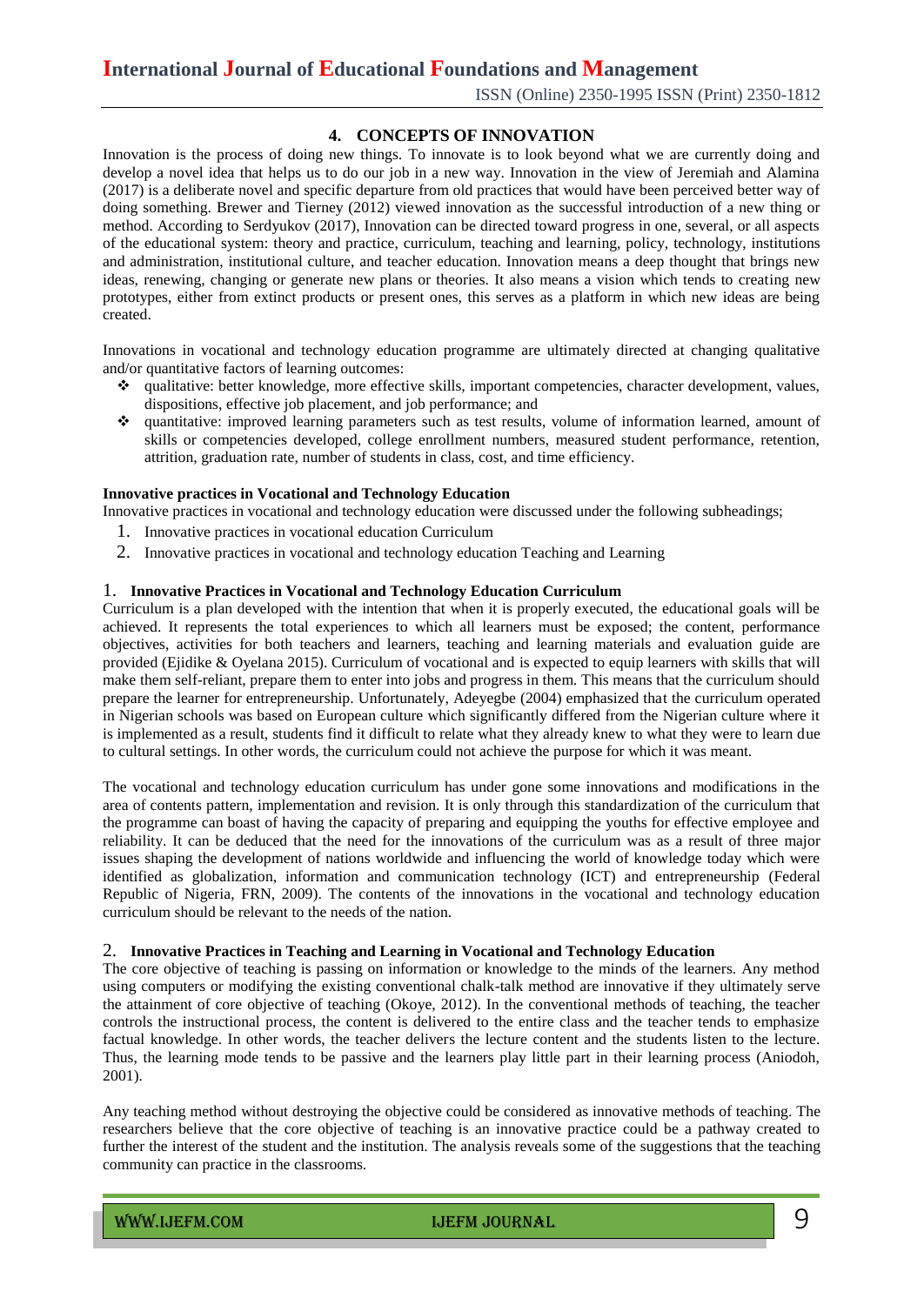## 4. CONCEPTS OF INNOVATION

Innovation is the process of doing new things. To innovate is to look beyond what we are currently doing and develop a novel idea that helps us to do our job in a new way. Innovation in the view of Jeremiah and Alamina (2017) is a deliberate novel and specific departure from old practices that would have been perceived better way of doing something. Brewer and Tierney (2012) viewed innovation as the successful introduction of a new thing or method. According to Serdyukov (2017), Innovation can be directed toward progress in one, several, or all aspects of the educational system: theory and practice, curriculum, teaching and learning, policy, technology, institutions and administration, institutional culture, and teacher education. Innovation means a deep thought that brings new ideas, renewing, changing or generate new plans or theories. It also means a vision which tends to creating new prototypes, either from extinct products or present ones, this serves as a platform in which new ideas are being created.

Innovations in vocational and technology education programme are ultimately directed at changing qualitative and/or quantitative factors of learning outcomes:

- qualitative: better knowledge, more effective skills, important competencies, character development, values, dispositions, effective job placement, and job performance; and
- quantitative: improved learning parameters such as test results, volume of information learned, amount of skills or competencies developed, college enrollment numbers, measured student performance, retention, attrition, graduation rate, number of students in class, cost, and time efficiency.

**Innovative practices in Vocational and Technology Education**

Innovative practices in vocational and technology education were discussed under the following subheadings;

1. Innovative practices in vocational education Curriculum
2. Innovative practices in vocational and technology education Teaching and Learning

### 1. Innovative Practices in Vocational and Technology Education Curriculum

Curriculum is a plan developed with the intention that when it is properly executed, the educational goals will be achieved. It represents the total experiences to which all learners must be exposed; the content, performance objectives, activities for both teachers and learners, teaching and learning materials and evaluation guide are provided (Ejidike & Oyelana 2015). Curriculum of vocational and is expected to equip learners with skills that will make them self-reliant, prepare them to enter into jobs and progress in them. This means that the curriculum should prepare the learner for entrepreneurship. Unfortunately, Adeyegbe (2004) emphasized that the curriculum operated in Nigerian schools was based on European culture which significantly differed from the Nigerian culture where it is implemented as a result, students find it difficult to relate what they already knew to what they were to learn due to cultural settings. In other words, the curriculum could not achieve the purpose for which it was meant.

The vocational and technology education curriculum has under gone some innovations and modifications in the area of contents pattern, implementation and revision. It is only through this standardization of the curriculum that the programme can boast of having the capacity of preparing and equipping the youths for effective employee and reliability. It can be deduced that the need for the innovations of the curriculum was as a result of three major issues shaping the development of nations worldwide and influencing the world of knowledge today which were identified as globalization, information and communication technology (ICT) and entrepreneurship (Federal Republic of Nigeria, FRN, 2009). The contents of the innovations in the vocational and technology education curriculum should be relevant to the needs of the nation.

### 2. Innovative Practices in Teaching and Learning in Vocational and Technology Education

The core objective of teaching is passing on information or knowledge to the minds of the learners. Any method using computers or modifying the existing conventional chalk-talk method are innovative if they ultimately serve the attainment of core objective of teaching (Okoye, 2012). In the conventional methods of teaching, the teacher controls the instructional process, the content is delivered to the entire class and the teacher tends to emphasize factual knowledge. In other words, the teacher delivers the lecture content and the students listen to the lecture. Thus, the learning mode tends to be passive and the learners play little part in their learning process (Aniodoh, 2001).

Any teaching method without destroying the objective could be considered as innovative methods of teaching. The researchers believe that the core objective of teaching is an innovative practice could be a pathway created to further the interest of the student and the institution. The analysis reveals some of the suggestions that the teaching community can practice in the classrooms.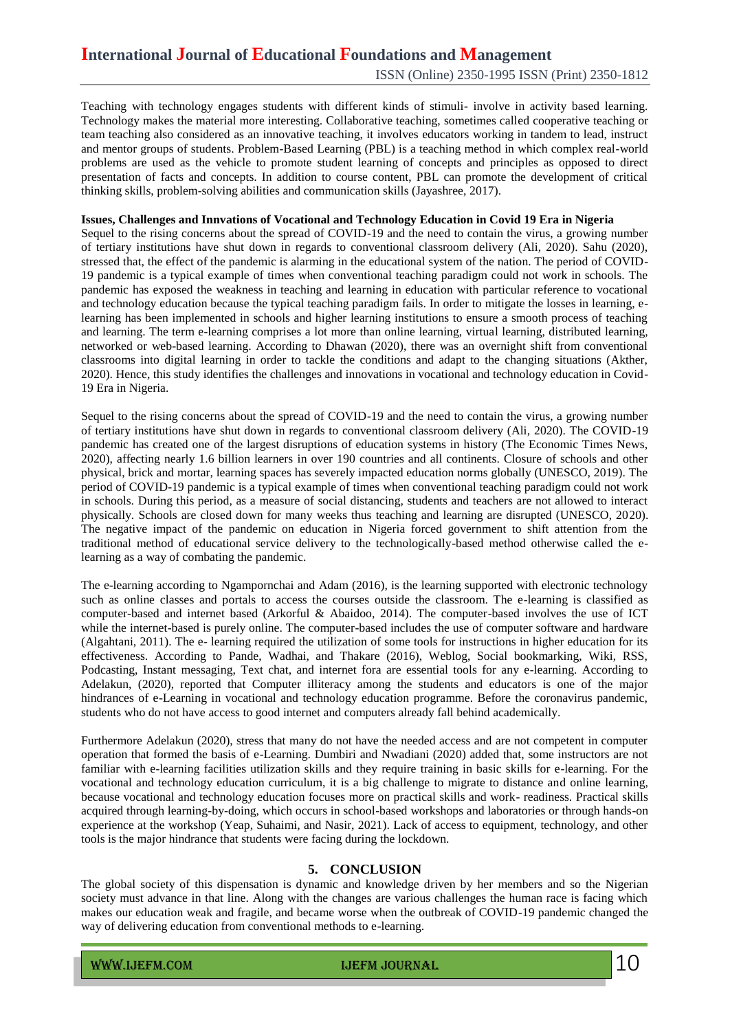Teaching with technology engages students with different kinds of stimuli- involve in activity based learning. Technology makes the material more interesting. Collaborative teaching, sometimes called cooperative teaching or team teaching also considered as an innovative teaching, it involves educators working in tandem to lead, instruct and mentor groups of students. Problem-Based Learning (PBL) is a teaching method in which complex real-world problems are used as the vehicle to promote student learning of concepts and principles as opposed to direct presentation of facts and concepts. In addition to course content, PBL can promote the development of critical thinking skills, problem-solving abilities and communication skills (Jayashree, 2017).

**Issues, Challenges and Innvations of Vocational and Technology Education in Covid 19 Era in Nigeria**

Sequel to the rising concerns about the spread of COVID-19 and the need to contain the virus, a growing number of tertiary institutions have shut down in regards to conventional classroom delivery (Ali, 2020). Sahu (2020), stressed that, the effect of the pandemic is alarming in the educational system of the nation. The period of COVID-19 pandemic is a typical example of times when conventional teaching paradigm could not work in schools. The pandemic has exposed the weakness in teaching and learning in education with particular reference to vocational and technology education because the typical teaching paradigm fails. In order to mitigate the losses in learning, e-learning has been implemented in schools and higher learning institutions to ensure a smooth process of teaching and learning. The term e-learning comprises a lot more than online learning, virtual learning, distributed learning, networked or web-based learning. According to Dhawan (2020), there was an overnight shift from conventional classrooms into digital learning in order to tackle the conditions and adapt to the changing situations (Akther, 2020). Hence, this study identifies the challenges and innovations in vocational and technology education in Covid-19 Era in Nigeria.

Sequel to the rising concerns about the spread of COVID-19 and the need to contain the virus, a growing number of tertiary institutions have shut down in regards to conventional classroom delivery (Ali, 2020). The COVID-19 pandemic has created one of the largest disruptions of education systems in history (The Economic Times News, 2020), affecting nearly 1.6 billion learners in over 190 countries and all continents. Closure of schools and other physical, brick and mortar, learning spaces has severely impacted education norms globally (UNESCO, 2019). The period of COVID-19 pandemic is a typical example of times when conventional teaching paradigm could not work in schools. During this period, as a measure of social distancing, students and teachers are not allowed to interact physically. Schools are closed down for many weeks thus teaching and learning are disrupted (UNESCO, 2020). The negative impact of the pandemic on education in Nigeria forced government to shift attention from the traditional method of educational service delivery to the technologically-based method otherwise called the e-learning as a way of combating the pandemic.

The e-learning according to Ngampornchai and Adam (2016), is the learning supported with electronic technology such as online classes and portals to access the courses outside the classroom. The e-learning is classified as computer-based and internet based (Arkorful & Abaidoo, 2014). The computer-based involves the use of ICT while the internet-based is purely online. The computer-based includes the use of computer software and hardware (Algahtani, 2011). The e- learning required the utilization of some tools for instructions in higher education for its effectiveness. According to Pande, Wadhai, and Thakare (2016), Weblog, Social bookmarking, Wiki, RSS, Podcasting, Instant messaging, Text chat, and internet fora are essential tools for any e-learning. According to Adelakun, (2020), reported that Computer illiteracy among the students and educators is one of the major hindrances of e-Learning in vocational and technology education programme. Before the coronavirus pandemic, students who do not have access to good internet and computers already fall behind academically.

Furthermore Adelakun (2020), stress that many do not have the needed access and are not competent in computer operation that formed the basis of e-Learning. Dumbiri and Nwadiani (2020) added that, some instructors are not familiar with e-learning facilities utilization skills and they require training in basic skills for e-learning. For the vocational and technology education curriculum, it is a big challenge to migrate to distance and online learning, because vocational and technology education focuses more on practical skills and work- readiness. Practical skills acquired through learning-by-doing, which occurs in school-based workshops and laboratories or through hands-on experience at the workshop (Yeap, Suhaimi, and Nasir, 2021). Lack of access to equipment, technology, and other tools is the major hindrance that students were facing during the lockdown.

## 5. CONCLUSION

The global society of this dispensation is dynamic and knowledge driven by her members and so the Nigerian society must advance in that line. Along with the changes are various challenges the human race is facing which makes our education weak and fragile, and became worse when the outbreak of COVID-19 pandemic changed the way of delivering education from conventional methods to e-learning.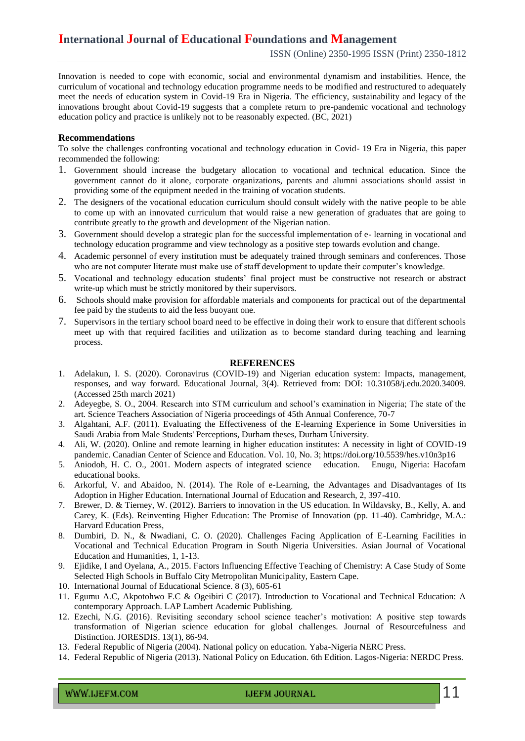Innovation is needed to cope with economic, social and environmental dynamism and instabilities. Hence, the curriculum of vocational and technology education programme needs to be modified and restructured to adequately meet the needs of education system in Covid-19 Era in Nigeria. The efficiency, sustainability and legacy of the innovations brought about Covid-19 suggests that a complete return to pre-pandemic vocational and technology education policy and practice is unlikely not to be reasonably expected. (BC, 2021)

**Recommendations**

To solve the challenges confronting vocational and technology education in Covid- 19 Era in Nigeria, this paper recommended the following:

1. Government should increase the budgetary allocation to vocational and technical education. Since the government cannot do it alone, corporate organizations, parents and alumni associations should assist in providing some of the equipment needed in the training of vocation students.
2. The designers of the vocational education curriculum should consult widely with the native people to be able to come up with an innovated curriculum that would raise a new generation of graduates that are going to contribute greatly to the growth and development of the Nigerian nation.
3. Government should develop a strategic plan for the successful implementation of e- learning in vocational and technology education programme and view technology as a positive step towards evolution and change.
4. Academic personnel of every institution must be adequately trained through seminars and conferences. Those who are not computer literate must make use of staff development to update their computer's knowledge.
5. Vocational and technology education students' final project must be constructive not research or abstract write-up which must be strictly monitored by their supervisors.
6. Schools should make provision for affordable materials and components for practical out of the departmental fee paid by the students to aid the less buoyant one.
7. Supervisors in the tertiary school board need to be effective in doing their work to ensure that different schools meet up with that required facilities and utilization as to become standard during teaching and learning process.

## REFERENCES

1. Adelakun, I. S. (2020). Coronavirus (COVID-19) and Nigerian education system: Impacts, management, responses, and way forward. Educational Journal, 3(4). Retrieved from: DOI: 10.31058/j.edu.2020.34009. (Accessed 25th march 2021)
2. Adeyegbe, S. O., 2004. Research into STM curriculum and school's examination in Nigeria; The state of the art. Science Teachers Association of Nigeria proceedings of 45th Annual Conference, 70-7
3. Algahtani, A.F. (2011). Evaluating the Effectiveness of the E-learning Experience in Some Universities in Saudi Arabia from Male Students' Perceptions, Durham theses, Durham University.
4. Ali, W. (2020). Online and remote learning in higher education institutes: A necessity in light of COVID-19 pandemic. Canadian Center of Science and Education. Vol. 10, No. 3; https://doi.org/10.5539/hes.v10n3p16
5. Aniodoh, H. C. O., 2001. Modern aspects of integrated science education. Enugu, Nigeria: Hacofam educational books.
6. Arkorful, V. and Abaidoo, N. (2014). The Role of e-Learning, the Advantages and Disadvantages of Its Adoption in Higher Education. International Journal of Education and Research, 2, 397-410.
7. Brewer, D. & Tierney, W. (2012). Barriers to innovation in the US education. In Wildavsky, B., Kelly, A. and Carey, K. (Eds). Reinventing Higher Education: The Promise of Innovation (pp. 11-40). Cambridge, M.A.: Harvard Education Press,
8. Dumbiri, D. N., & Nwadiani, C. O. (2020). Challenges Facing Application of E-Learning Facilities in Vocational and Technical Education Program in South Nigeria Universities. Asian Journal of Vocational Education and Humanities, 1, 1-13.
9. Ejidike, I and Oyelana, A., 2015. Factors Influencing Effective Teaching of Chemistry: A Case Study of Some Selected High Schools in Buffalo City Metropolitan Municipality, Eastern Cape.
10. International Journal of Educational Science. 8 (3), 605-61
11. Egumu A.C, Akpotohwo F.C & Ogeibiri C (2017). Introduction to Vocational and Technical Education: A contemporary Approach. LAP Lambert Academic Publishing.
12. Ezechi, N.G. (2016). Revisiting secondary school science teacher's motivation: A positive step towards transformation of Nigerian science education for global challenges. Journal of Resourcefulness and Distinction. JORESDIS. 13(1), 86-94.
13. Federal Republic of Nigeria (2004). National policy on education. Yaba-Nigeria NERC Press.
14. Federal Republic of Nigeria (2013). National Policy on Education. 6th Edition. Lagos-Nigeria: NERDC Press.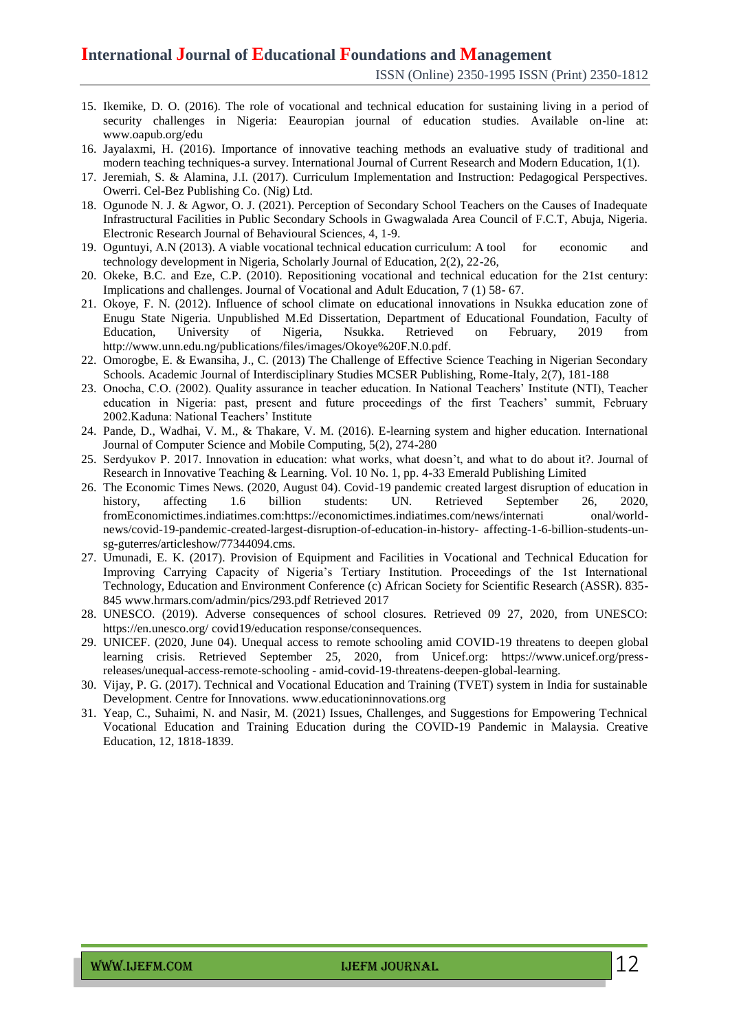15. Ikemike, D. O. (2016). The role of vocational and technical education for sustaining living in a period of security challenges in Nigeria: Eeauropian journal of education studies. Available on-line at: www.oapub.org/edu
16. Jayalaxmi, H. (2016). Importance of innovative teaching methods an evaluative study of traditional and modern teaching techniques-a survey. International Journal of Current Research and Modern Education, 1(1).
17. Jeremiah, S. & Alamina, J.I. (2017). Curriculum Implementation and Instruction: Pedagogical Perspectives. Owerri. Cel-Bez Publishing Co. (Nig) Ltd.
18. Ogunode N. J. & Agwor, O. J. (2021). Perception of Secondary School Teachers on the Causes of Inadequate Infrastructural Facilities in Public Secondary Schools in Gwagwalada Area Council of F.C.T, Abuja, Nigeria. Electronic Research Journal of Behavioural Sciences, 4, 1-9.
19. Oguntuyi, A.N (2013). A viable vocational technical education curriculum: A tool for economic and technology development in Nigeria, Scholarly Journal of Education, 2(2), 22-26,
20. Okeke, B.C. and Eze, C.P. (2010). Repositioning vocational and technical education for the 21st century: Implications and challenges. Journal of Vocational and Adult Education, 7 (1) 58- 67.
21. Okoye, F. N. (2012). Influence of school climate on educational innovations in Nsukka education zone of Enugu State Nigeria. Unpublished M.Ed Dissertation, Department of Educational Foundation, Faculty of Education, University of Nigeria, Nsukka. Retrieved on February, 2019 from http://www.unn.edu.ng/publications/files/images/Okoye%20F.N.0.pdf.
22. Omorogbe, E. & Ewansiha, J., C. (2013) The Challenge of Effective Science Teaching in Nigerian Secondary Schools. Academic Journal of Interdisciplinary Studies MCSER Publishing, Rome-Italy, 2(7), 181-188
23. Onocha, C.O. (2002). Quality assurance in teacher education. In National Teachers' Institute (NTI), Teacher education in Nigeria: past, present and future proceedings of the first Teachers' summit, February 2002.Kaduna: National Teachers' Institute
24. Pande, D., Wadhai, V. M., & Thakare, V. M. (2016). E-learning system and higher education. International Journal of Computer Science and Mobile Computing, 5(2), 274-280
25. Serdyukov P. 2017. Innovation in education: what works, what doesn't, and what to do about it?. Journal of Research in Innovative Teaching & Learning. Vol. 10 No. 1, pp. 4-33 Emerald Publishing Limited
26. The Economic Times News. (2020, August 04). Covid-19 pandemic created largest disruption of education in history, affecting 1.6 billion students: UN. Retrieved September 26, 2020, fromEconomictimes.indiatimes.com:https://economictimes.indiatimes.com/news/internati onal/world-news/covid-19-pandemic-created-largest-disruption-of-education-in-history- affecting-1-6-billion-students-un-sg-guterres/articleshow/77344094.cms.
27. Umunadi, E. K. (2017). Provision of Equipment and Facilities in Vocational and Technical Education for Improving Carrying Capacity of Nigeria's Tertiary Institution. Proceedings of the 1st International Technology, Education and Environment Conference (c) African Society for Scientific Research (ASSR). 835-845 www.hrmars.com/admin/pics/293.pdf Retrieved 2017
28. UNESCO. (2019). Adverse consequences of school closures. Retrieved 09 27, 2020, from UNESCO: https://en.unesco.org/ covid19/education response/consequences.
29. UNICEF. (2020, June 04). Unequal access to remote schooling amid COVID-19 threatens to deepen global learning crisis. Retrieved September 25, 2020, from Unicef.org: https://www.unicef.org/press-releases/unequal-access-remote-schooling - amid-covid-19-threatens-deepen-global-learning.
30. Vijay, P. G. (2017). Technical and Vocational Education and Training (TVET) system in India for sustainable Development. Centre for Innovations. www.educationinnovations.org
31. Yeap, C., Suhaimi, N. and Nasir, M. (2021) Issues, Challenges, and Suggestions for Empowering Technical Vocational Education and Training Education during the COVID-19 Pandemic in Malaysia. Creative Education, 12, 1818-1839.